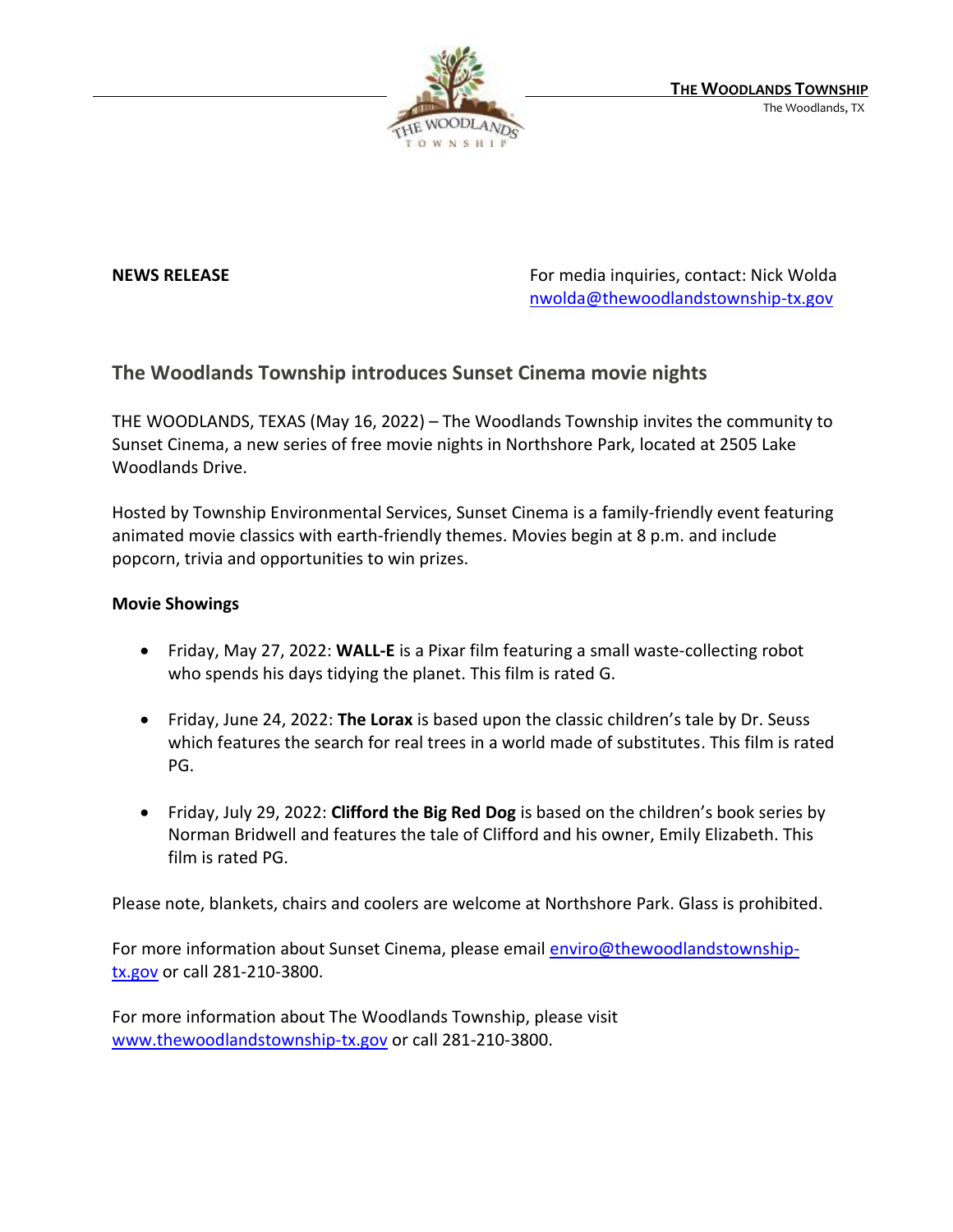**THE WOODLANDS TOWNSHIP**
The Woodlands, TX

**NEWS RELEASE**

For media inquiries, contact: Nick Wolda
nwolda@thewoodlandstownship-tx.gov

## The Woodlands Township introduces Sunset Cinema movie nights

THE WOODLANDS, TEXAS (May 16, 2022) – The Woodlands Township invites the community to Sunset Cinema, a new series of free movie nights in Northshore Park, located at 2505 Lake Woodlands Drive.

Hosted by Township Environmental Services, Sunset Cinema is a family-friendly event featuring animated movie classics with earth-friendly themes. Movies begin at 8 p.m. and include popcorn, trivia and opportunities to win prizes.

**Movie Showings**

- Friday, May 27, 2022: **WALL-E** is a Pixar film featuring a small waste-collecting robot who spends his days tidying the planet. This film is rated G.

- Friday, June 24, 2022: **The Lorax** is based upon the classic children's tale by Dr. Seuss which features the search for real trees in a world made of substitutes. This film is rated PG.

- Friday, July 29, 2022: **Clifford the Big Red Dog** is based on the children's book series by Norman Bridwell and features the tale of Clifford and his owner, Emily Elizabeth. This film is rated PG.

Please note, blankets, chairs and coolers are welcome at Northshore Park. Glass is prohibited.

For more information about Sunset Cinema, please email enviro@thewoodlandstownship-tx.gov or call 281-210-3800.

For more information about The Woodlands Township, please visit www.thewoodlandstownship-tx.gov or call 281-210-3800.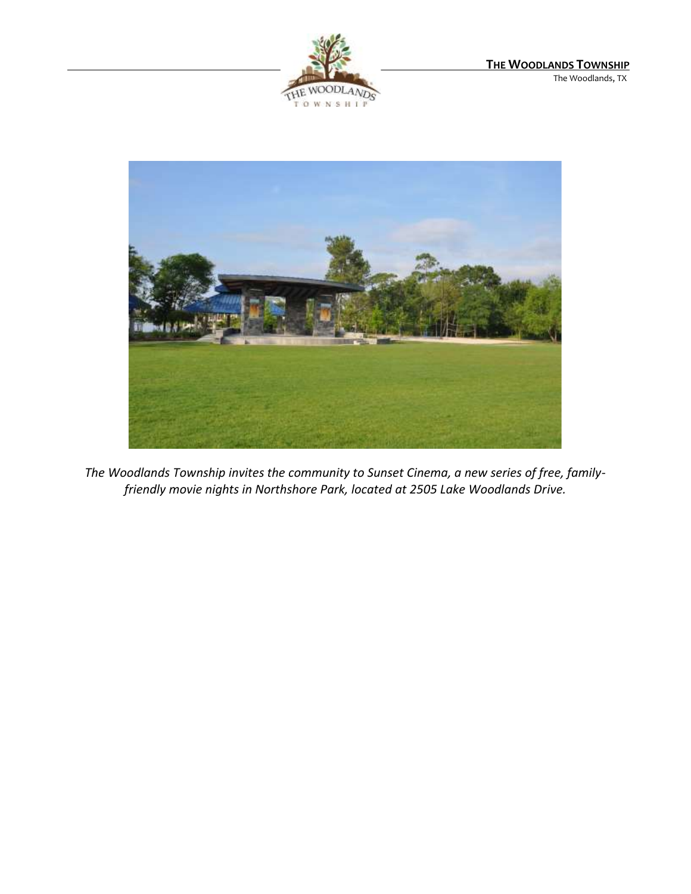*The Woodlands Township invites the community to Sunset Cinema, a new series of free, family-friendly movie nights in Northshore Park, located at 2505 Lake Woodlands Drive.*